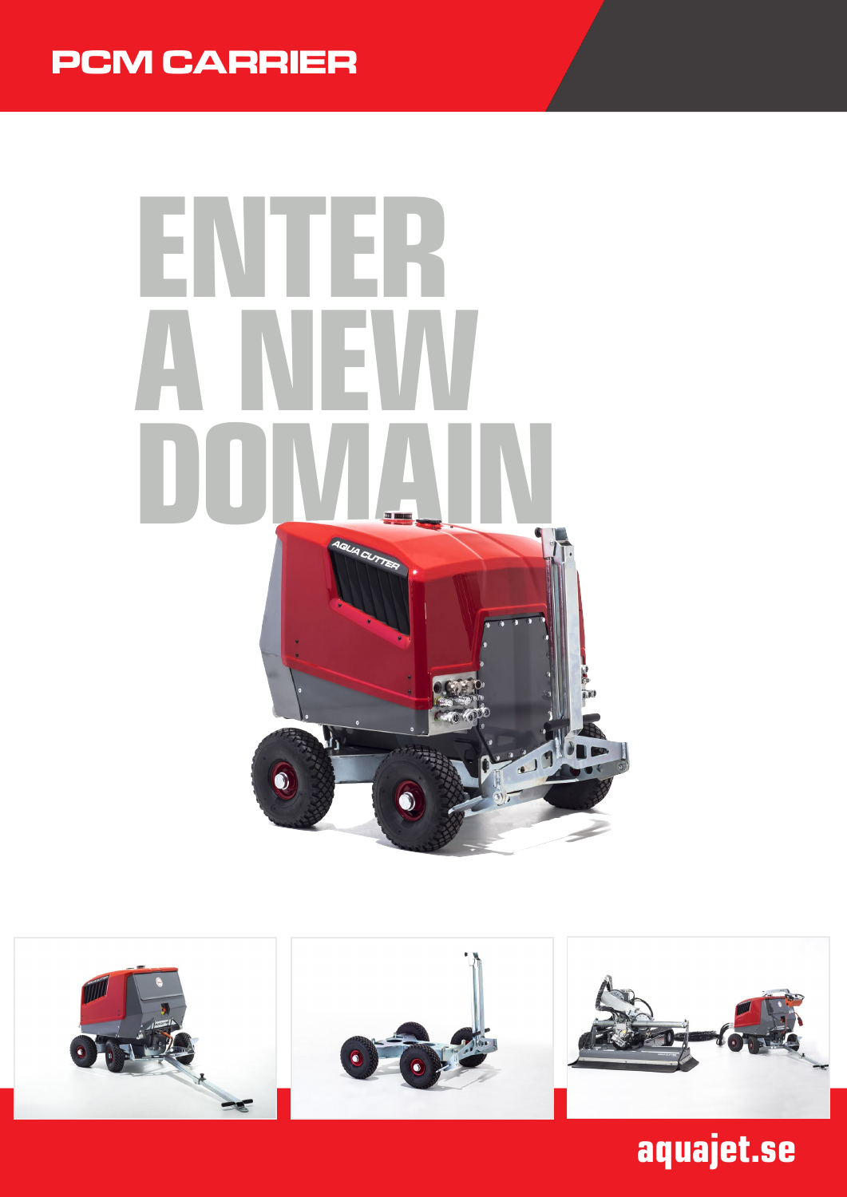# PCM CARRIER

# ENTER A NEW DOMAIN

aquajet.se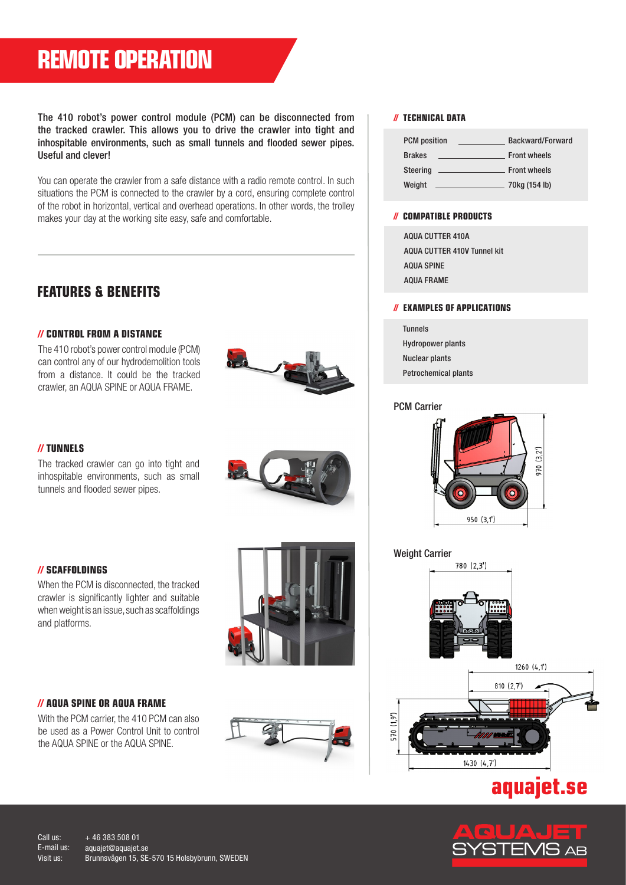# REMOTE OPERATION

The 410 robot's power control module (PCM) can be disconnected from the tracked crawler. This allows you to drive the crawler into tight and inhospitable environments, such as small tunnels and flooded sewer pipes. Useful and clever!

You can operate the crawler from a safe distance with a radio remote control. In such situations the PCM is connected to the crawler by a cord, ensuring complete control of the robot in horizontal, vertical and overhead operations. In other words, the trolley makes your day at the working site easy, safe and comfortable.

## FEATURES & BENEFITS

### // CONTROL FROM A DISTANCE

The 410 robot's power control module (PCM) can control any of our hydrodemolition tools from a distance. It could be the tracked crawler, an AQUA SPINE or AQUA FRAME.

### // TUNNELS

The tracked crawler can go into tight and inhospitable environments, such as small tunnels and flooded sewer pipes.

### // SCAFFOLDINGS

When the PCM is disconnected, the tracked crawler is significantly lighter and suitable when weight is an issue, such as scaffoldings and platforms.

### // AQUA SPINE OR AQUA FRAME

With the PCM carrier, the 410 PCM can also be used as a Power Control Unit to control the AQUA SPINE or the AQUA SPINE.

### // TECHNICAL DATA

| | |
|---|---|
| PCM position | Backward/Forward |
| Brakes | Front wheels |
| Steering | Front wheels |
| Weight | 70kg (154 lb) |

### // COMPATIBLE PRODUCTS

- AQUA CUTTER 410A
- AQUA CUTTER 410V Tunnel kit
- AQUA SPINE
- AQUA FRAME

### // EXAMPLES OF APPLICATIONS

- Tunnels
- Hydropower plants
- Nuclear plants
- Petrochemical plants

PCM Carrier

970 (3,2')
950 (3,1')

Weight Carrier

780 (2,3')
1260 (4,1')
810 (2,7')
570 (1,9')
1430 (4,7')

aquajet.se

Call us: + 46 383 508 01
E-mail us: aquajet@aquajet.se
Visit us: Brunnsvägen 15, SE-570 15 Holsbybrunn, SWEDEN

AQUAJET SYSTEMS AB